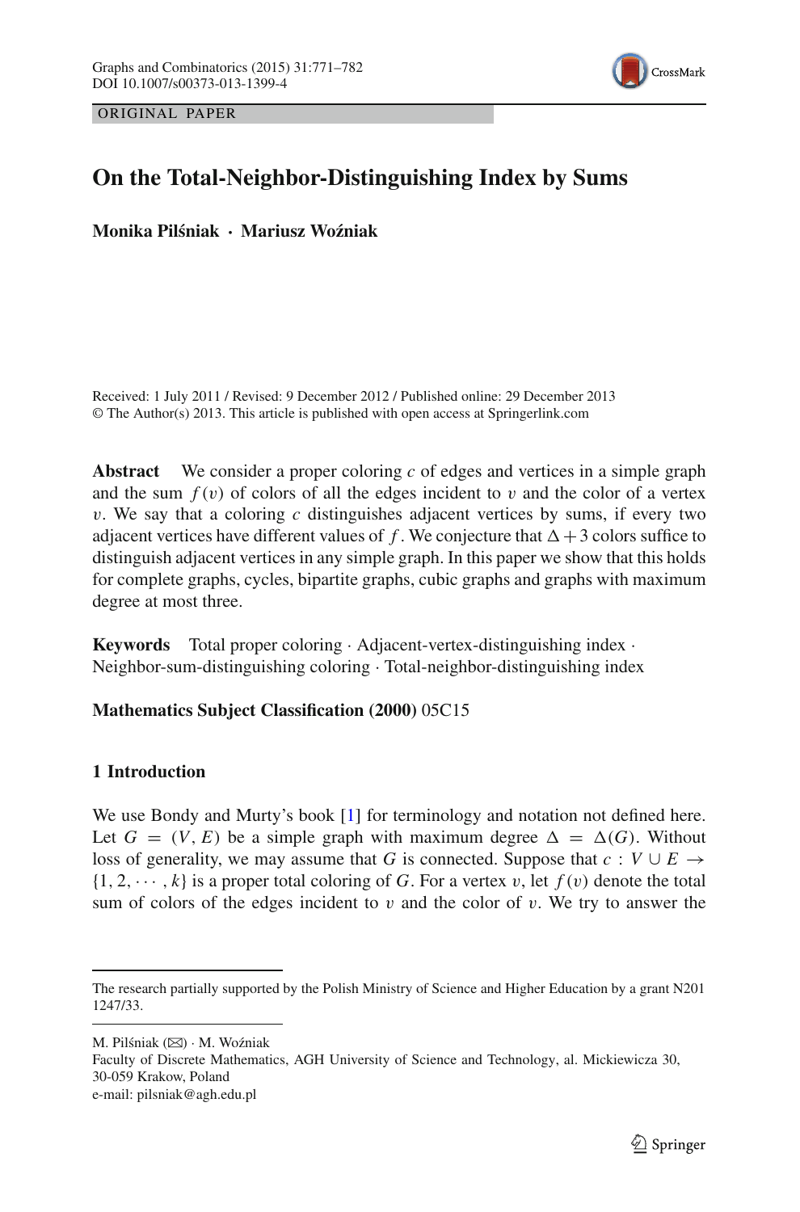ORIGINAL PAPER

# On the Total-Neighbor-Distinguishing Index by Sums

**Monika Pilśniak · Mariusz Woźniak**

Received: 1 July 2011 / Revised: 9 December 2012 / Published online: 29 December 2013
© The Author(s) 2013. This article is published with open access at Springerlink.com

**Abstract** We consider a proper coloring $c$ of edges and vertices in a simple graph and the sum $f(v)$ of colors of all the edges incident to $v$ and the color of a vertex $v$. We say that a coloring $c$ distinguishes adjacent vertices by sums, if every two adjacent vertices have different values of $f$. We conjecture that $\Delta + 3$ colors suffice to distinguish adjacent vertices in any simple graph. In this paper we show that this holds for complete graphs, cycles, bipartite graphs, cubic graphs and graphs with maximum degree at most three.

**Keywords** Total proper coloring · Adjacent-vertex-distinguishing index · Neighbor-sum-distinguishing coloring · Total-neighbor-distinguishing index

**Mathematics Subject Classification (2000)** 05C15

## 1 Introduction

We use Bondy and Murty's book [1] for terminology and notation not defined here. Let $G = (V, E)$ be a simple graph with maximum degree $\Delta = \Delta(G)$. Without loss of generality, we may assume that $G$ is connected. Suppose that $c : V \cup E \rightarrow \{1, 2, \cdots, k\}$ is a proper total coloring of $G$. For a vertex $v$, let $f(v)$ denote the total sum of colors of the edges incident to $v$ and the color of $v$. We try to answer the

---

The research partially supported by the Polish Ministry of Science and Higher Education by a grant N201 1247/33.

M. Pilśniak (✉) · M. Woźniak
Faculty of Discrete Mathematics, AGH University of Science and Technology, al. Mickiewicza 30, 30-059 Krakow, Poland
e-mail: pilsniak@agh.edu.pl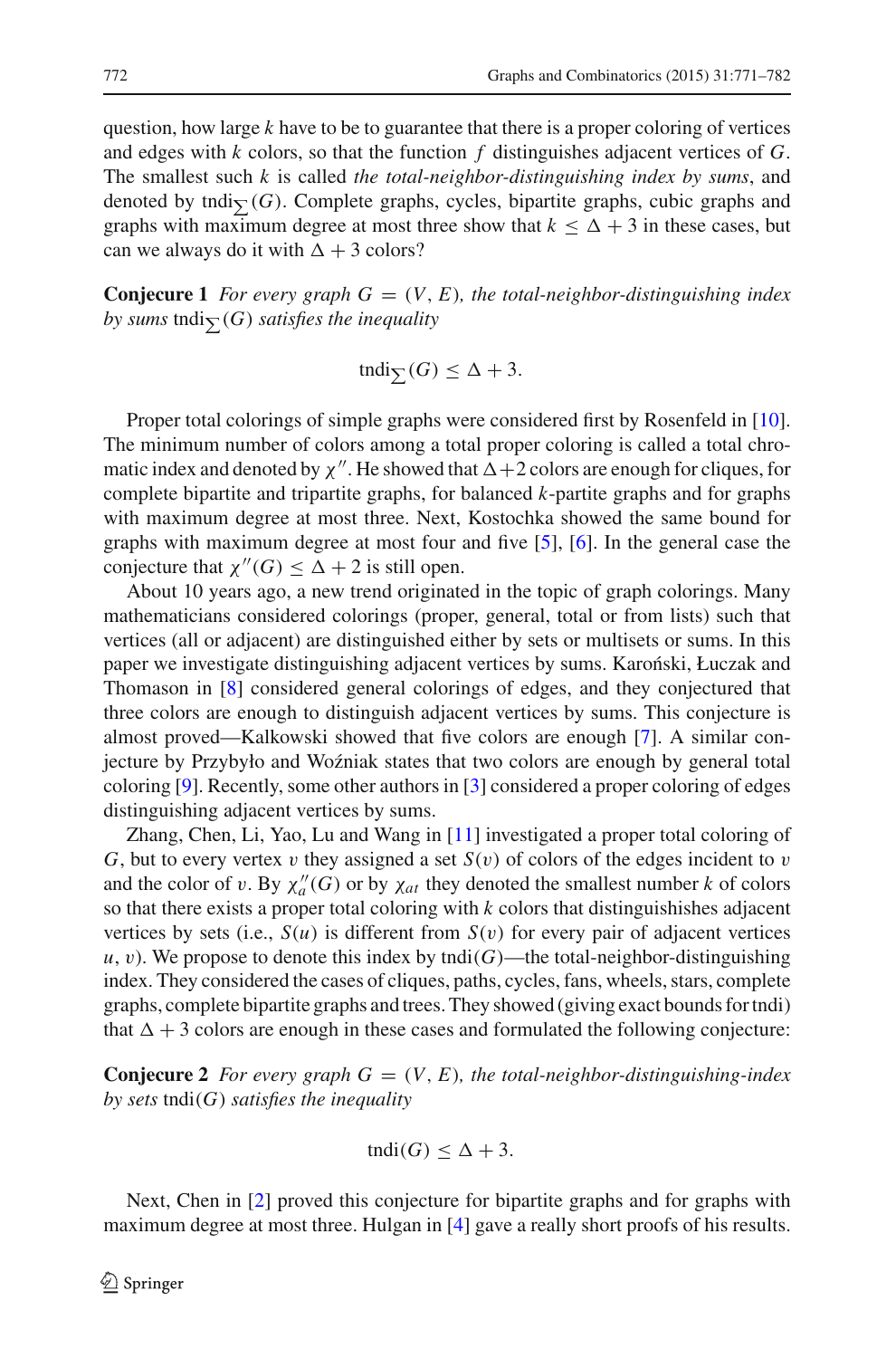question, how large $k$ have to be to guarantee that there is a proper coloring of vertices and edges with $k$ colors, so that the function $f$ distinguishes adjacent vertices of $G$. The smallest such $k$ is called *the total-neighbor-distinguishing index by sums*, and denoted by $\text{tndi}_{\sum}(G)$. Complete graphs, cycles, bipartite graphs, cubic graphs and graphs with maximum degree at most three show that $k \leq \Delta + 3$ in these cases, but can we always do it with $\Delta + 3$ colors?

**Conjecure 1** *For every graph $G = (V, E)$, the total-neighbor-distinguishing index by sums $\text{tndi}_{\sum}(G)$ satisfies the inequality*

$$\text{tndi}_{\sum}(G) \leq \Delta + 3.$$

Proper total colorings of simple graphs were considered first by Rosenfeld in [10]. The minimum number of colors among a total proper coloring is called a total chromatic index and denoted by $\chi''$. He showed that $\Delta+2$ colors are enough for cliques, for complete bipartite and tripartite graphs, for balanced $k$-partite graphs and for graphs with maximum degree at most three. Next, Kostochka showed the same bound for graphs with maximum degree at most four and five [5], [6]. In the general case the conjecture that $\chi''(G) \leq \Delta + 2$ is still open.

About 10 years ago, a new trend originated in the topic of graph colorings. Many mathematicians considered colorings (proper, general, total or from lists) such that vertices (all or adjacent) are distinguished either by sets or multisets or sums. In this paper we investigate distinguishing adjacent vertices by sums. Karoński, Łuczak and Thomason in [8] considered general colorings of edges, and they conjectured that three colors are enough to distinguish adjacent vertices by sums. This conjecture is almost proved—Kalkowski showed that five colors are enough [7]. A similar conjecture by Przybyło and Woźniak states that two colors are enough by general total coloring [9]. Recently, some other authors in [3] considered a proper coloring of edges distinguishing adjacent vertices by sums.

Zhang, Chen, Li, Yao, Lu and Wang in [11] investigated a proper total coloring of $G$, but to every vertex $v$ they assigned a set $S(v)$ of colors of the edges incident to $v$ and the color of $v$. By $\chi''_a(G)$ or by $\chi_{at}$ they denoted the smallest number $k$ of colors so that there exists a proper total coloring with $k$ colors that distinguishishes adjacent vertices by sets (i.e., $S(u)$ is different from $S(v)$ for every pair of adjacent vertices $u, v$). We propose to denote this index by $\text{tndi}(G)$—the total-neighbor-distinguishing index. They considered the cases of cliques, paths, cycles, fans, wheels, stars, complete graphs, complete bipartite graphs and trees. They showed (giving exact bounds for tndi) that $\Delta + 3$ colors are enough in these cases and formulated the following conjecture:

**Conjecure 2** *For every graph $G = (V, E)$, the total-neighbor-distinguishing-index by sets $\text{tndi}(G)$ satisfies the inequality*

$$\text{tndi}(G) \leq \Delta + 3.$$

Next, Chen in [2] proved this conjecture for bipartite graphs and for graphs with maximum degree at most three. Hulgan in [4] gave a really short proofs of his results.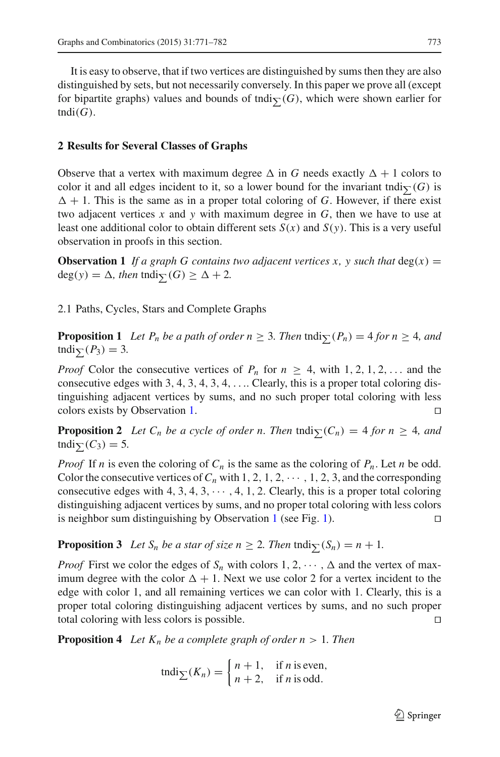It is easy to observe, that if two vertices are distinguished by sums then they are also distinguished by sets, but not necessarily conversely. In this paper we prove all (except for bipartite graphs) values and bounds of $\text{tndi}_{\sum}(G)$, which were shown earlier for $\text{tndi}(G)$.

## 2 Results for Several Classes of Graphs

Observe that a vertex with maximum degree $\Delta$ in $G$ needs exactly $\Delta + 1$ colors to color it and all edges incident to it, so a lower bound for the invariant $\text{tndi}_{\sum}(G)$ is $\Delta + 1$. This is the same as in a proper total coloring of $G$. However, if there exist two adjacent vertices $x$ and $y$ with maximum degree in $G$, then we have to use at least one additional color to obtain different sets $S(x)$ and $S(y)$. This is a very useful observation in proofs in this section.

**Observation 1** *If a graph $G$ contains two adjacent vertices $x$, $y$ such that* $\deg(x) = \deg(y) = \Delta$, *then* $\text{tndi}_{\sum}(G) \geq \Delta + 2$.

### 2.1 Paths, Cycles, Stars and Complete Graphs

**Proposition 1** *Let $P_n$ be a path of order $n \geq 3$. Then* $\text{tndi}_{\sum}(P_n) = 4$ *for $n \geq 4$, and* $\text{tndi}_{\sum}(P_3) = 3$.

*Proof* Color the consecutive vertices of $P_n$ for $n \geq 4$, with $1, 2, 1, 2, \ldots$ and the consecutive edges with $3, 4, 3, 4, 3, 4, \ldots$. Clearly, this is a proper total coloring distinguishing adjacent vertices by sums, and no such proper total coloring with less colors exists by Observation 1. □

**Proposition 2** *Let $C_n$ be a cycle of order $n$. Then* $\text{tndi}_{\sum}(C_n) = 4$ *for $n \geq 4$, and* $\text{tndi}_{\sum}(C_3) = 5$.

*Proof* If $n$ is even the coloring of $C_n$ is the same as the coloring of $P_n$. Let $n$ be odd. Color the consecutive vertices of $C_n$ with $1, 2, 1, 2, \cdots, 1, 2, 3$, and the corresponding consecutive edges with $4, 3, 4, 3, \cdots, 4, 1, 2$. Clearly, this is a proper total coloring distinguishing adjacent vertices by sums, and no proper total coloring with less colors is neighbor sum distinguishing by Observation 1 (see Fig. 1). □

**Proposition 3** *Let $S_n$ be a star of size $n \geq 2$. Then* $\text{tndi}_{\sum}(S_n) = n + 1$.

*Proof* First we color the edges of $S_n$ with colors $1, 2, \cdots, \Delta$ and the vertex of maximum degree with the color $\Delta + 1$. Next we use color 2 for a vertex incident to the edge with color 1, and all remaining vertices we can color with 1. Clearly, this is a proper total coloring distinguishing adjacent vertices by sums, and no such proper total coloring with less colors is possible. □

**Proposition 4** *Let $K_n$ be a complete graph of order $n > 1$. Then*

$$\text{tndi}_{\sum}(K_n) = \begin{cases} n + 1, & \text{if } n \text{ is even,} \\ n + 2, & \text{if } n \text{ is odd.} \end{cases}$$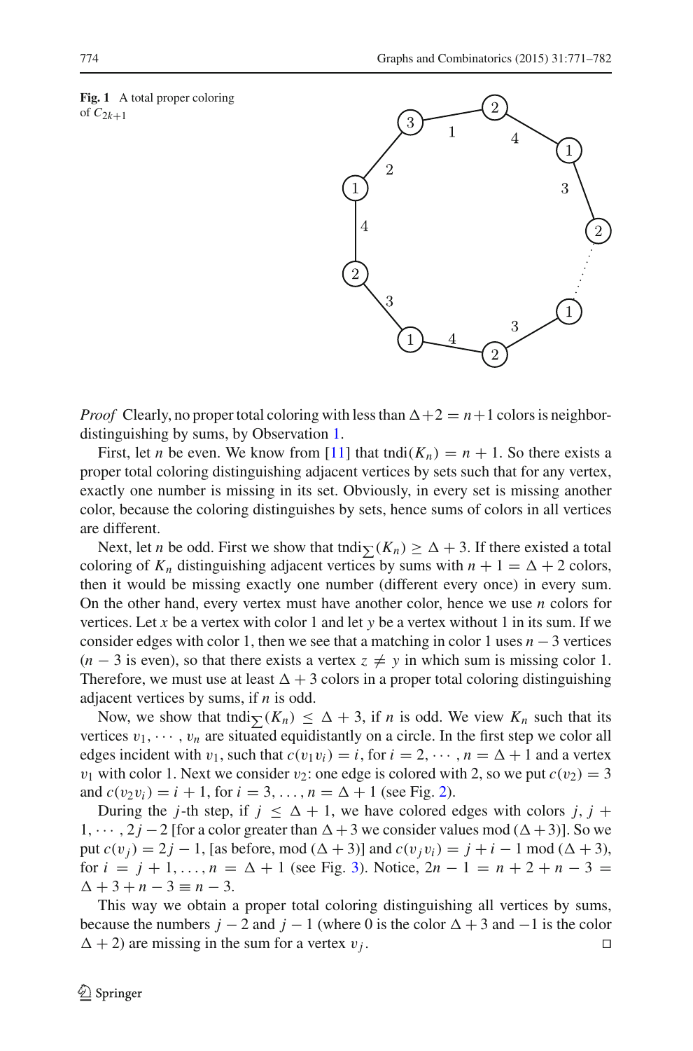**Fig. 1** A total proper coloring of $C_{2k+1}$

*Proof* Clearly, no proper total coloring with less than $\Delta+2 = n+1$ colors is neighbor-distinguishing by sums, by Observation 1.

First, let $n$ be even. We know from [11] that $\text{tndi}(K_n) = n+1$. So there exists a proper total coloring distinguishing adjacent vertices by sets such that for any vertex, exactly one number is missing in its set. Obviously, in every set is missing another color, because the coloring distinguishes by sets, hence sums of colors in all vertices are different.

Next, let $n$ be odd. First we show that $\text{tndi}_{\sum}(K_n) \geq \Delta + 3$. If there existed a total coloring of $K_n$ distinguishing adjacent vertices by sums with $n+1 = \Delta+2$ colors, then it would be missing exactly one number (different every once) in every sum. On the other hand, every vertex must have another color, hence we use $n$ colors for vertices. Let $x$ be a vertex with color 1 and let $y$ be a vertex without 1 in its sum. If we consider edges with color 1, then we see that a matching in color 1 uses $n-3$ vertices ($n-3$ is even), so that there exists a vertex $z \neq y$ in which sum is missing color 1. Therefore, we must use at least $\Delta+3$ colors in a proper total coloring distinguishing adjacent vertices by sums, if $n$ is odd.

Now, we show that $\text{tndi}_{\sum}(K_n) \leq \Delta + 3$, if $n$ is odd. We view $K_n$ such that its vertices $v_1, \cdots, v_n$ are situated equidistantly on a circle. In the first step we color all edges incident with $v_1$, such that $c(v_1 v_i) = i$, for $i = 2, \cdots, n = \Delta+1$ and a vertex $v_1$ with color 1. Next we consider $v_2$: one edge is colored with 2, so we put $c(v_2) = 3$ and $c(v_2 v_i) = i+1$, for $i = 3, \ldots, n = \Delta+1$ (see Fig. 2).

During the $j$-th step, if $j \leq \Delta+1$, we have colored edges with colors $j, j+1, \cdots, 2j-2$ [for a color greater than $\Delta+3$ we consider values mod $(\Delta+3)$]. So we put $c(v_j) = 2j-1$, [as before, mod $(\Delta+3)$] and $c(v_j v_i) = j+i-1 \mod (\Delta+3)$, for $i = j+1, \ldots, n = \Delta+1$ (see Fig. 3). Notice, $2n-1 = n+2+n-3 = \Delta+3+n-3 \equiv n-3$.

This way we obtain a proper total coloring distinguishing all vertices by sums, because the numbers $j-2$ and $j-1$ (where 0 is the color $\Delta+3$ and $-1$ is the color $\Delta+2$) are missing in the sum for a vertex $v_j$. $\square$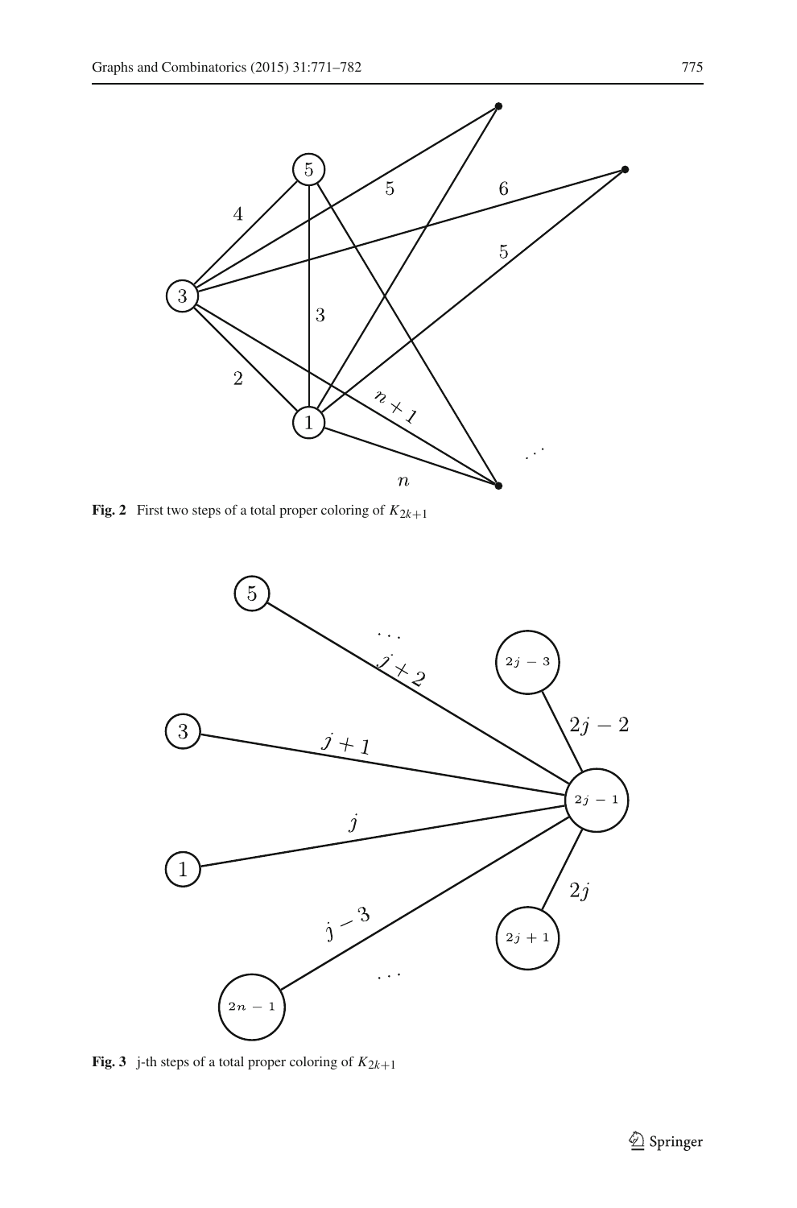**Fig. 2** First two steps of a total proper coloring of $K_{2k+1}$

**Fig. 3** j-th steps of a total proper coloring of $K_{2k+1}$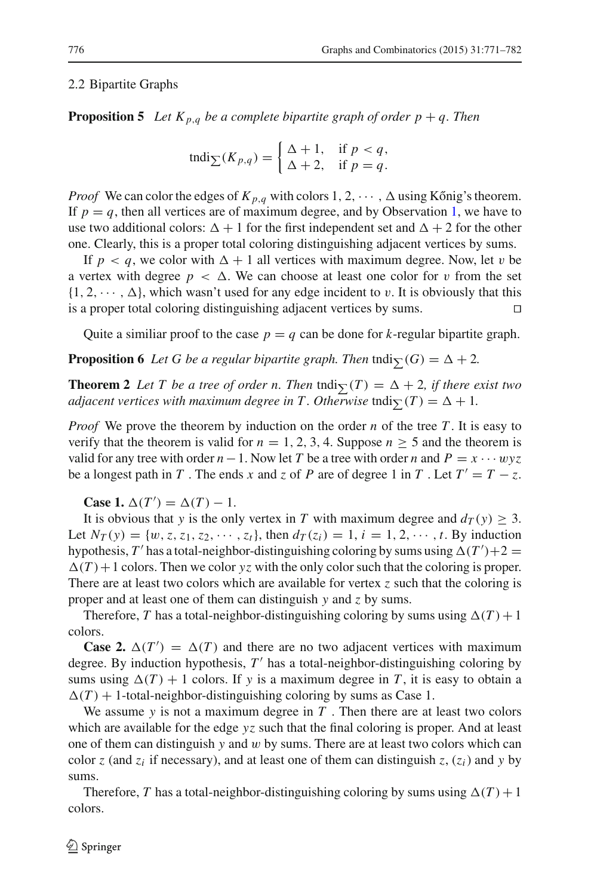### 2.2 Bipartite Graphs

**Proposition 5** *Let $K_{p,q}$ be a complete bipartite graph of order $p+q$. Then*

$$\text{tndi}_{\sum}(K_{p,q}) = \begin{cases} \Delta+1, & \text{if } p<q, \\ \Delta+2, & \text{if } p=q. \end{cases}$$

*Proof* We can color the edges of $K_{p,q}$ with colors $1, 2, \cdots, \Delta$ using Kőnig's theorem. If $p=q$, then all vertices are of maximum degree, and by Observation 1, we have to use two additional colors: $\Delta+1$ for the first independent set and $\Delta+2$ for the other one. Clearly, this is a proper total coloring distinguishing adjacent vertices by sums.

If $p<q$, we color with $\Delta+1$ all vertices with maximum degree. Now, let $v$ be a vertex with degree $p<\Delta$. We can choose at least one color for $v$ from the set $\{1, 2, \cdots, \Delta\}$, which wasn't used for any edge incident to $v$. It is obviously that this is a proper total coloring distinguishing adjacent vertices by sums. □

Quite a similiar proof to the case $p=q$ can be done for $k$-regular bipartite graph.

**Proposition 6** *Let G be a regular bipartite graph. Then* $\text{tndi}_{\sum}(G) = \Delta+2$.

**Theorem 2** *Let T be a tree of order n. Then* $\text{tndi}_{\sum}(T) = \Delta+2$*, if there exist two adjacent vertices with maximum degree in T. Otherwise* $\text{tndi}_{\sum}(T) = \Delta+1$.

*Proof* We prove the theorem by induction on the order $n$ of the tree $T$. It is easy to verify that the theorem is valid for $n = 1, 2, 3, 4$. Suppose $n \geq 5$ and the theorem is valid for any tree with order $n-1$. Now let $T$ be a tree with order $n$ and $P = x \cdots wyz$ be a longest path in $T$. The ends $x$ and $z$ of $P$ are of degree 1 in $T$. Let $T' = T - z$.

**Case 1.** $\Delta(T') = \Delta(T) - 1$.

It is obvious that $y$ is the only vertex in $T$ with maximum degree and $d_T(y) \geq 3$. Let $N_T(y) = \{w, z, z_1, z_2, \cdots, z_t\}$, then $d_T(z_i) = 1$, $i = 1, 2, \cdots, t$. By induction hypothesis, $T'$ has a total-neighbor-distinguishing coloring by sums using $\Delta(T')+2 = \Delta(T)+1$ colors. Then we color $yz$ with the only color such that the coloring is proper. There are at least two colors which are available for vertex $z$ such that the coloring is proper and at least one of them can distinguish $y$ and $z$ by sums.

Therefore, $T$ has a total-neighbor-distinguishing coloring by sums using $\Delta(T)+1$ colors.

**Case 2.** $\Delta(T') = \Delta(T)$ and there are no two adjacent vertices with maximum degree. By induction hypothesis, $T'$ has a total-neighbor-distinguishing coloring by sums using $\Delta(T)+1$ colors. If $y$ is a maximum degree in $T$, it is easy to obtain a $\Delta(T)+1$-total-neighbor-distinguishing coloring by sums as Case 1.

We assume $y$ is not a maximum degree in $T$. Then there are at least two colors which are available for the edge $yz$ such that the final coloring is proper. And at least one of them can distinguish $y$ and $w$ by sums. There are at least two colors which can color $z$ (and $z_i$ if necessary), and at least one of them can distinguish $z$, $(z_i)$ and $y$ by sums.

Therefore, $T$ has a total-neighbor-distinguishing coloring by sums using $\Delta(T)+1$ colors.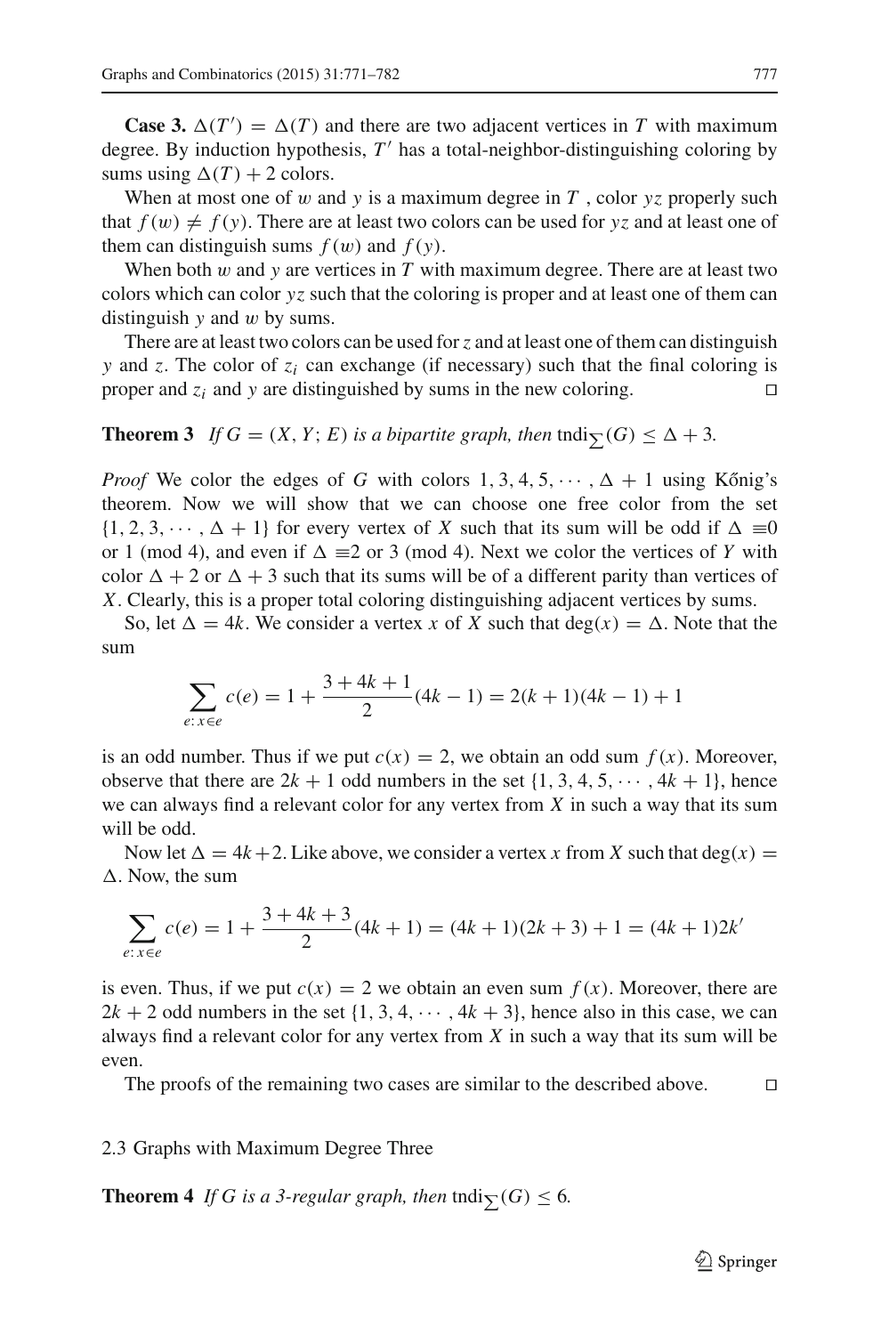**Case 3.** $\Delta(T') = \Delta(T)$ and there are two adjacent vertices in $T$ with maximum degree. By induction hypothesis, $T'$ has a total-neighbor-distinguishing coloring by sums using $\Delta(T) + 2$ colors.

When at most one of $w$ and $y$ is a maximum degree in $T$, color $yz$ properly such that $f(w) \neq f(y)$. There are at least two colors can be used for $yz$ and at least one of them can distinguish sums $f(w)$ and $f(y)$.

When both $w$ and $y$ are vertices in $T$ with maximum degree. There are at least two colors which can color $yz$ such that the coloring is proper and at least one of them can distinguish $y$ and $w$ by sums.

There are at least two colors can be used for $z$ and at least one of them can distinguish $y$ and $z$. The color of $z_i$ can exchange (if necessary) such that the final coloring is proper and $z_i$ and $y$ are distinguished by sums in the new coloring. □

**Theorem 3** *If $G = (X, Y; E)$ is a bipartite graph, then* $\text{tndi}_{\sum}(G) \leq \Delta + 3$.

*Proof* We color the edges of $G$ with colors $1, 3, 4, 5, \cdots, \Delta + 1$ using Kőnig's theorem. Now we will show that we can choose one free color from the set $\{1, 2, 3, \cdots, \Delta + 1\}$ for every vertex of $X$ such that its sum will be odd if $\Delta \equiv 0$ or 1 (mod 4), and even if $\Delta \equiv 2$ or 3 (mod 4). Next we color the vertices of $Y$ with color $\Delta + 2$ or $\Delta + 3$ such that its sums will be of a different parity than vertices of $X$. Clearly, this is a proper total coloring distinguishing adjacent vertices by sums.

So, let $\Delta = 4k$. We consider a vertex $x$ of $X$ such that $\deg(x) = \Delta$. Note that the sum

$$\sum_{e:\, x \in e} c(e) = 1 + \frac{3 + 4k + 1}{2}(4k - 1) = 2(k + 1)(4k - 1) + 1$$

is an odd number. Thus if we put $c(x) = 2$, we obtain an odd sum $f(x)$. Moreover, observe that there are $2k + 1$ odd numbers in the set $\{1, 3, 4, 5, \cdots, 4k + 1\}$, hence we can always find a relevant color for any vertex from $X$ in such a way that its sum will be odd.

Now let $\Delta = 4k + 2$. Like above, we consider a vertex $x$ from $X$ such that $\deg(x) = \Delta$. Now, the sum

$$\sum_{e:\, x \in e} c(e) = 1 + \frac{3 + 4k + 3}{2}(4k + 1) = (4k + 1)(2k + 3) + 1 = (4k + 1)2k'$$

is even. Thus, if we put $c(x) = 2$ we obtain an even sum $f(x)$. Moreover, there are $2k + 2$ odd numbers in the set $\{1, 3, 4, \cdots, 4k + 3\}$, hence also in this case, we can always find a relevant color for any vertex from $X$ in such a way that its sum will be even.

The proofs of the remaining two cases are similar to the described above. □

### 2.3 Graphs with Maximum Degree Three

**Theorem 4** *If $G$ is a 3-regular graph, then* $\text{tndi}_{\sum}(G) \leq 6$.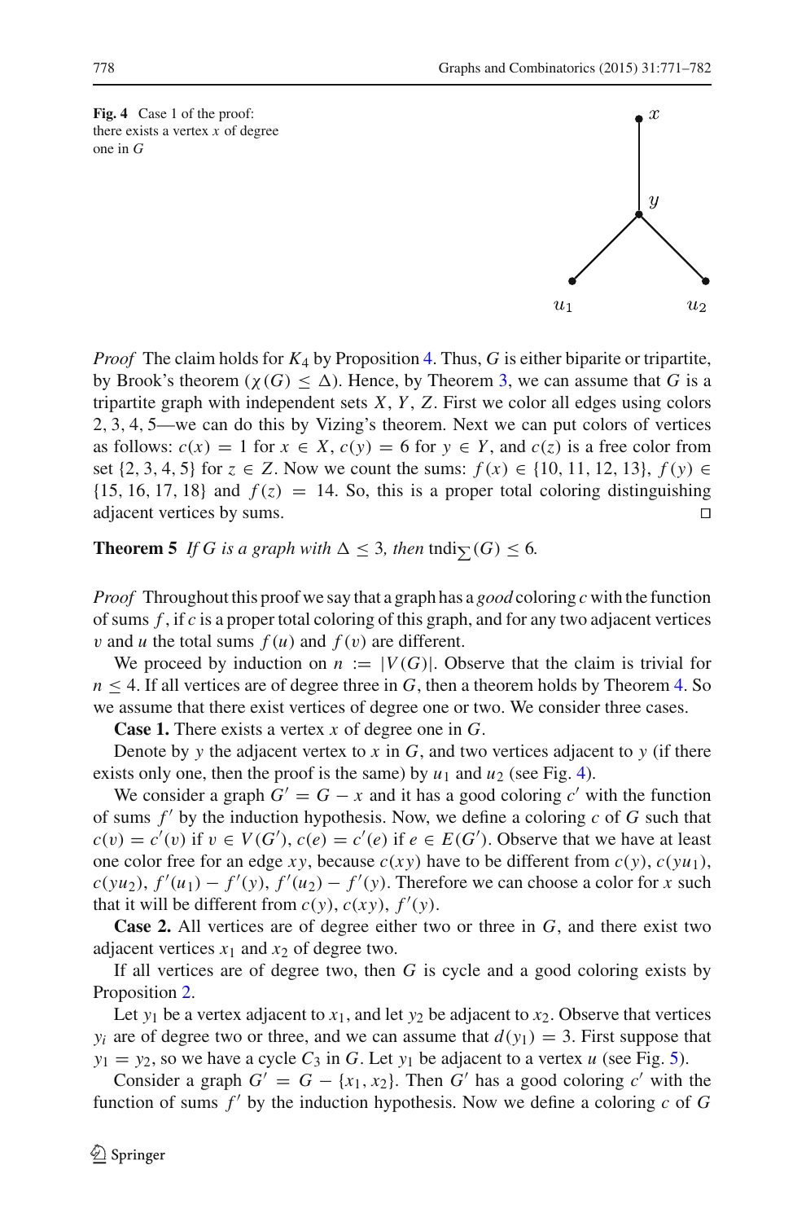**Fig. 4** Case 1 of the proof: there exists a vertex $x$ of degree one in $G$

*Proof* The claim holds for $K_4$ by Proposition 4. Thus, $G$ is either biparite or tripartite, by Brook's theorem ($\chi(G) \leq \Delta$). Hence, by Theorem 3, we can assume that $G$ is a tripartite graph with independent sets $X$, $Y$, $Z$. First we color all edges using colors 2, 3, 4, 5—we can do this by Vizing's theorem. Next we can put colors of vertices as follows: $c(x) = 1$ for $x \in X$, $c(y) = 6$ for $y \in Y$, and $c(z)$ is a free color from set $\{2, 3, 4, 5\}$ for $z \in Z$. Now we count the sums: $f(x) \in \{10, 11, 12, 13\}$, $f(y) \in \{15, 16, 17, 18\}$ and $f(z) = 14$. So, this is a proper total coloring distinguishing adjacent vertices by sums. □

**Theorem 5** *If $G$ is a graph with $\Delta \leq 3$, then* $\text{tndi}_{\sum}(G) \leq 6$*.*

*Proof* Throughout this proof we say that a graph has a *good* coloring $c$ with the function of sums $f$, if $c$ is a proper total coloring of this graph, and for any two adjacent vertices $v$ and $u$ the total sums $f(u)$ and $f(v)$ are different.

We proceed by induction on $n := |V(G)|$. Observe that the claim is trivial for $n \leq 4$. If all vertices are of degree three in $G$, then a theorem holds by Theorem 4. So we assume that there exist vertices of degree one or two. We consider three cases.

**Case 1.** There exists a vertex $x$ of degree one in $G$.

Denote by $y$ the adjacent vertex to $x$ in $G$, and two vertices adjacent to $y$ (if there exists only one, then the proof is the same) by $u_1$ and $u_2$ (see Fig. 4).

We consider a graph $G' = G - x$ and it has a good coloring $c'$ with the function of sums $f'$ by the induction hypothesis. Now, we define a coloring $c$ of $G$ such that $c(v) = c'(v)$ if $v \in V(G')$, $c(e) = c'(e)$ if $e \in E(G')$. Observe that we have at least one color free for an edge $xy$, because $c(xy)$ have to be different from $c(y)$, $c(yu_1)$, $c(yu_2)$, $f'(u_1) - f'(y)$, $f'(u_2) - f'(y)$. Therefore we can choose a color for $x$ such that it will be different from $c(y)$, $c(xy)$, $f'(y)$.

**Case 2.** All vertices are of degree either two or three in $G$, and there exist two adjacent vertices $x_1$ and $x_2$ of degree two.

If all vertices are of degree two, then $G$ is cycle and a good coloring exists by Proposition 2.

Let $y_1$ be a vertex adjacent to $x_1$, and let $y_2$ be adjacent to $x_2$. Observe that vertices $y_i$ are of degree two or three, and we can assume that $d(y_1) = 3$. First suppose that $y_1 = y_2$, so we have a cycle $C_3$ in $G$. Let $y_1$ be adjacent to a vertex $u$ (see Fig. 5).

Consider a graph $G' = G - \{x_1, x_2\}$. Then $G'$ has a good coloring $c'$ with the function of sums $f'$ by the induction hypothesis. Now we define a coloring $c$ of $G$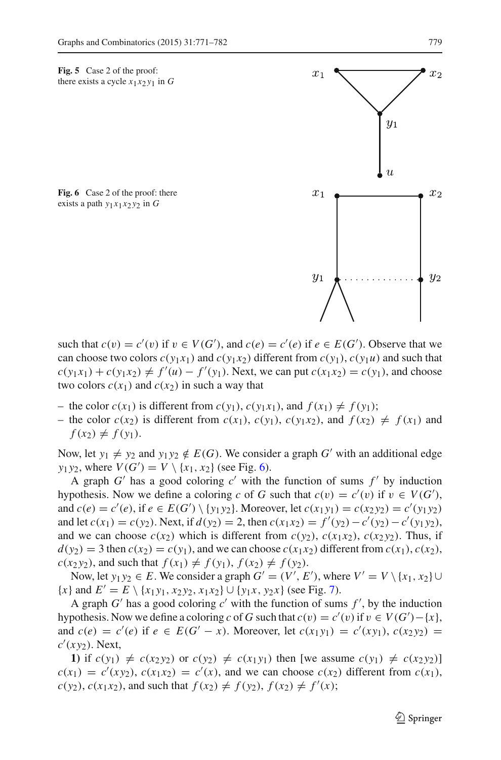**Fig. 5** Case 2 of the proof: there exists a cycle $x_1x_2y_1$ in $G$

**Fig. 6** Case 2 of the proof: there exists a path $y_1x_1x_2y_2$ in $G$

such that $c(v) = c'(v)$ if $v \in V(G')$, and $c(e) = c'(e)$ if $e \in E(G')$. Observe that we can choose two colors $c(y_1x_1)$ and $c(y_1x_2)$ different from $c(y_1)$, $c(y_1u)$ and such that $c(y_1x_1) + c(y_1x_2) \neq f'(u) - f'(y_1)$. Next, we can put $c(x_1x_2) = c(y_1)$, and choose two colors $c(x_1)$ and $c(x_2)$ in such a way that

- the color $c(x_1)$ is different from $c(y_1)$, $c(y_1x_1)$, and $f(x_1) \neq f(y_1)$;
- the color $c(x_2)$ is different from $c(x_1)$, $c(y_1)$, $c(y_1x_2)$, and $f(x_2) \neq f(x_1)$ and $f(x_2) \neq f(y_1)$.

Now, let $y_1 \neq y_2$ and $y_1y_2 \notin E(G)$. We consider a graph $G'$ with an additional edge $y_1y_2$, where $V(G') = V \setminus \{x_1, x_2\}$ (see Fig. 6).

A graph $G'$ has a good coloring $c'$ with the function of sums $f'$ by induction hypothesis. Now we define a coloring $c$ of $G$ such that $c(v) = c'(v)$ if $v \in V(G')$, and $c(e) = c'(e)$, if $e \in E(G') \setminus \{y_1y_2\}$. Moreover, let $c(x_1y_1) = c(x_2y_2) = c'(y_1y_2)$ and let $c(x_1) = c(y_2)$. Next, if $d(y_2) = 2$, then $c(x_1x_2) = f'(y_2) - c'(y_2) - c'(y_1y_2)$, and we can choose $c(x_2)$ which is different from $c(y_2)$, $c(x_1x_2)$, $c(x_2y_2)$. Thus, if $d(y_2) = 3$ then $c(x_2) = c(y_1)$, and we can choose $c(x_1x_2)$ different from $c(x_1)$, $c(x_2)$, $c(x_2y_2)$, and such that $f(x_1) \neq f(y_1)$, $f(x_2) \neq f(y_2)$.

Now, let $y_1y_2 \in E$. We consider a graph $G' = (V', E')$, where $V' = V \setminus \{x_1, x_2\} \cup \{x\}$ and $E' = E \setminus \{x_1y_1, x_2y_2, x_1x_2\} \cup \{y_1x, y_2x\}$ (see Fig. 7).

A graph $G'$ has a good coloring $c'$ with the function of sums $f'$, by the induction hypothesis. Now we define a coloring $c$ of $G$ such that $c(v) = c'(v)$ if $v \in V(G') - \{x\}$, and $c(e) = c'(e)$ if $e \in E(G' - x)$. Moreover, let $c(x_1y_1) = c'(xy_1)$, $c(x_2y_2) = c'(xy_2)$. Next,

**1)** if $c(y_1) \neq c(x_2y_2)$ or $c(y_2) \neq c(x_1y_1)$ then [we assume $c(y_1) \neq c(x_2y_2)$] $c(x_1) = c'(xy_2)$, $c(x_1x_2) = c'(x)$, and we can choose $c(x_2)$ different from $c(x_1)$, $c(y_2)$, $c(x_1x_2)$, and such that $f(x_2) \neq f(y_2)$, $f(x_2) \neq f'(x)$;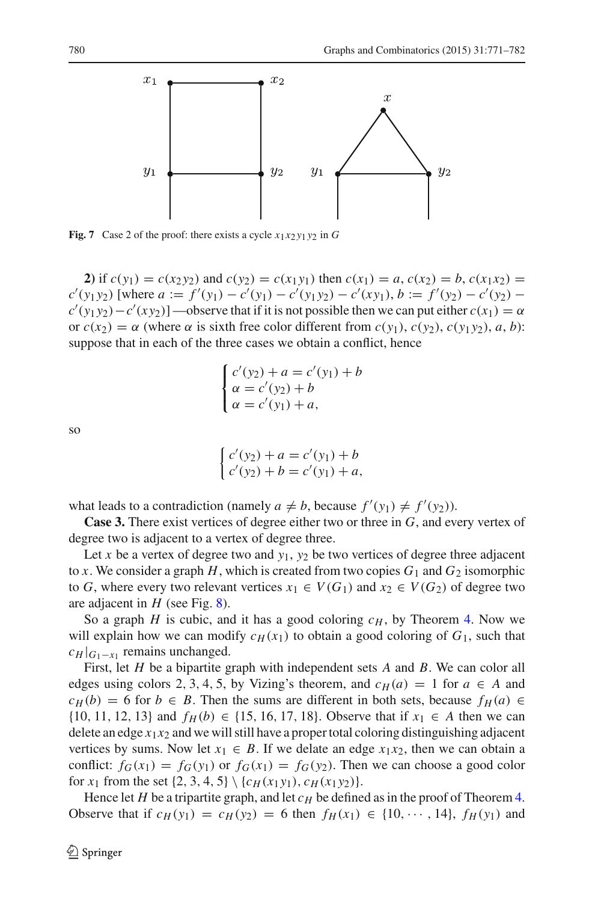**Fig. 7** Case 2 of the proof: there exists a cycle $x_1x_2y_1y_2$ in $G$

**2)** if $c(y_1) = c(x_2y_2)$ and $c(y_2) = c(x_1y_1)$ then $c(x_1) = a$, $c(x_2) = b$, $c(x_1x_2) = c'(y_1y_2)$ [where $a := f'(y_1) - c'(y_1) - c'(y_1y_2) - c'(xy_1)$, $b := f'(y_2) - c'(y_2) - c'(y_1y_2) - c'(xy_2)$] —observe that if it is not possible then we can put either $c(x_1) = \alpha$ or $c(x_2) = \alpha$ (where $\alpha$ is sixth free color different from $c(y_1)$, $c(y_2)$, $c(y_1y_2)$, $a$, $b$): suppose that in each of the three cases we obtain a conflict, hence

$$\begin{cases} c'(y_2) + a = c'(y_1) + b \\ \alpha = c'(y_2) + b \\ \alpha = c'(y_1) + a, \end{cases}$$

so

$$\begin{cases} c'(y_2) + a = c'(y_1) + b \\ c'(y_2) + b = c'(y_1) + a, \end{cases}$$

what leads to a contradiction (namely $a \neq b$, because $f'(y_1) \neq f'(y_2)$).

**Case 3.** There exist vertices of degree either two or three in $G$, and every vertex of degree two is adjacent to a vertex of degree three.

Let $x$ be a vertex of degree two and $y_1$, $y_2$ be two vertices of degree three adjacent to $x$. We consider a graph $H$, which is created from two copies $G_1$ and $G_2$ isomorphic to $G$, where every two relevant vertices $x_1 \in V(G_1)$ and $x_2 \in V(G_2)$ of degree two are adjacent in $H$ (see Fig. 8).

So a graph $H$ is cubic, and it has a good coloring $c_H$, by Theorem 4. Now we will explain how we can modify $c_H(x_1)$ to obtain a good coloring of $G_1$, such that $c_H|_{G_1 - x_1}$ remains unchanged.

First, let $H$ be a bipartite graph with independent sets $A$ and $B$. We can color all edges using colors 2, 3, 4, 5, by Vizing's theorem, and $c_H(a) = 1$ for $a \in A$ and $c_H(b) = 6$ for $b \in B$. Then the sums are different in both sets, because $f_H(a) \in \{10, 11, 12, 13\}$ and $f_H(b) \in \{15, 16, 17, 18\}$. Observe that if $x_1 \in A$ then we can delete an edge $x_1x_2$ and we will still have a proper total coloring distinguishing adjacent vertices by sums. Now let $x_1 \in B$. If we delate an edge $x_1x_2$, then we can obtain a conflict: $f_G(x_1) = f_G(y_1)$ or $f_G(x_1) = f_G(y_2)$. Then we can choose a good color for $x_1$ from the set $\{2, 3, 4, 5\} \setminus \{c_H(x_1y_1), c_H(x_1y_2)\}$.

Hence let $H$ be a tripartite graph, and let $c_H$ be defined as in the proof of Theorem 4. Observe that if $c_H(y_1) = c_H(y_2) = 6$ then $f_H(x_1) \in \{10, \cdots, 14\}$, $f_H(y_1)$ and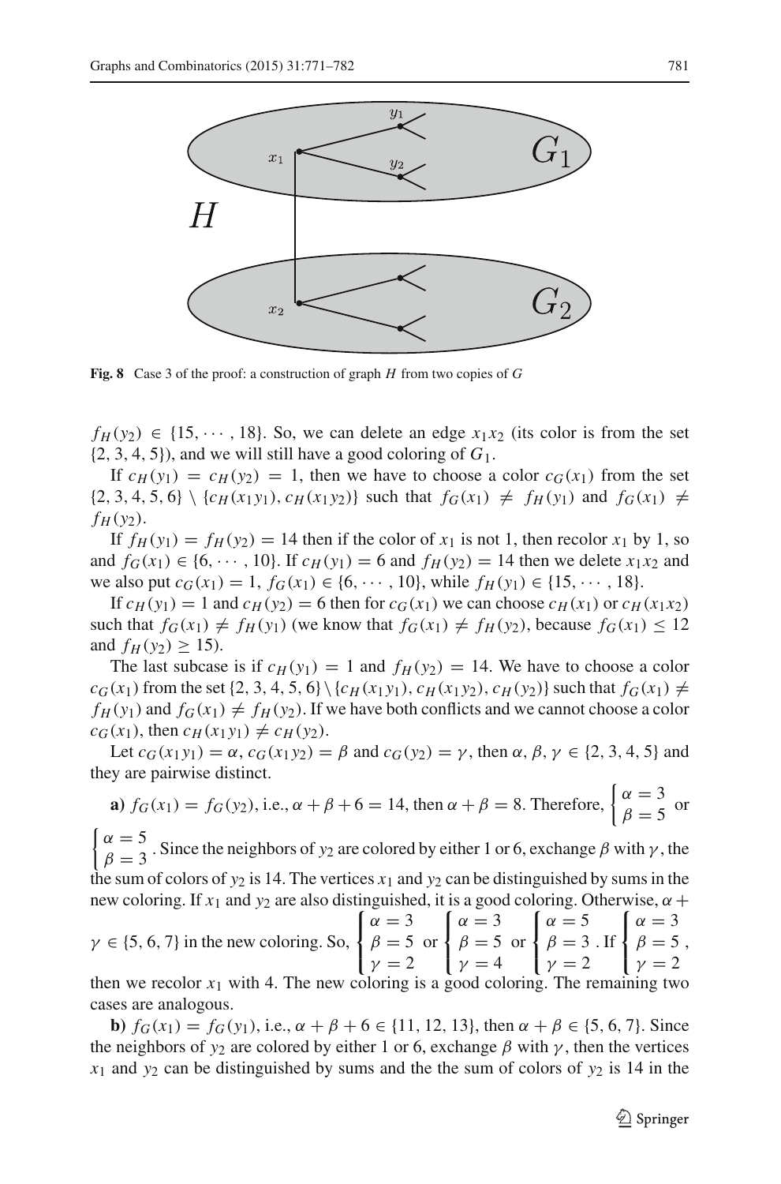**Fig. 8** Case 3 of the proof: a construction of graph $H$ from two copies of $G$

$f_H(y_2) \in \{15, \cdots, 18\}$. So, we can delete an edge $x_1x_2$ (its color is from the set $\{2, 3, 4, 5\}$), and we will still have a good coloring of $G_1$.

If $c_H(y_1) = c_H(y_2) = 1$, then we have to choose a color $c_G(x_1)$ from the set $\{2, 3, 4, 5, 6\} \setminus \{c_H(x_1y_1), c_H(x_1y_2)\}$ such that $f_G(x_1) \neq f_H(y_1)$ and $f_G(x_1) \neq f_H(y_2)$.

If $f_H(y_1) = f_H(y_2) = 14$ then if the color of $x_1$ is not 1, then recolor $x_1$ by 1, so and $f_G(x_1) \in \{6, \cdots, 10\}$. If $c_H(y_1) = 6$ and $f_H(y_2) = 14$ then we delete $x_1x_2$ and we also put $c_G(x_1) = 1$, $f_G(x_1) \in \{6, \cdots, 10\}$, while $f_H(y_1) \in \{15, \cdots, 18\}$.

If $c_H(y_1) = 1$ and $c_H(y_2) = 6$ then for $c_G(x_1)$ we can choose $c_H(x_1)$ or $c_H(x_1x_2)$ such that $f_G(x_1) \neq f_H(y_1)$ (we know that $f_G(x_1) \neq f_H(y_2)$, because $f_G(x_1) \leq 12$ and $f_H(y_2) \geq 15$).

The last subcase is if $c_H(y_1) = 1$ and $f_H(y_2) = 14$. We have to choose a color $c_G(x_1)$ from the set $\{2, 3, 4, 5, 6\} \setminus \{c_H(x_1y_1), c_H(x_1y_2), c_H(y_2)\}$ such that $f_G(x_1) \neq f_H(y_1)$ and $f_G(x_1) \neq f_H(y_2)$. If we have both conflicts and we cannot choose a color $c_G(x_1)$, then $c_H(x_1y_1) \neq c_H(y_2)$.

Let $c_G(x_1y_1) = \alpha$, $c_G(x_1y_2) = \beta$ and $c_G(y_2) = \gamma$, then $\alpha, \beta, \gamma \in \{2, 3, 4, 5\}$ and they are pairwise distinct.

**a)** $f_G(x_1) = f_G(y_2)$, i.e., $\alpha + \beta + 6 = 14$, then $\alpha + \beta = 8$. Therefore, $\begin{cases} \alpha = 3 \\ \beta = 5 \end{cases}$ or $\begin{cases} \alpha = 5 \\ \beta = 3 \end{cases}$. Since the neighbors of $y_2$ are colored by either 1 or 6, exchange $\beta$ with $\gamma$, the the sum of colors of $y_2$ is 14. The vertices $x_1$ and $y_2$ can be distinguished by sums in the new coloring. If $x_1$ and $y_2$ are also distinguished, it is a good coloring. Otherwise, $\alpha + \gamma \in \{5, 6, 7\}$ in the new coloring. So, $\begin{cases} \alpha = 3 \\ \beta = 5 \\ \gamma = 2 \end{cases}$ or $\begin{cases} \alpha = 3 \\ \beta = 5 \\ \gamma = 4 \end{cases}$ or $\begin{cases} \alpha = 5 \\ \beta = 3 \\ \gamma = 2 \end{cases}$. If $\begin{cases} \alpha = 3 \\ \beta = 5 \\ \gamma = 2 \end{cases}$, then we recolor $x_1$ with 4. The new coloring is a good coloring. The remaining two cases are analogous.

**b)** $f_G(x_1) = f_G(y_1)$, i.e., $\alpha + \beta + 6 \in \{11, 12, 13\}$, then $\alpha + \beta \in \{5, 6, 7\}$. Since the neighbors of $y_2$ are colored by either 1 or 6, exchange $\beta$ with $\gamma$, then the vertices $x_1$ and $y_2$ can be distinguished by sums and the the sum of colors of $y_2$ is 14 in the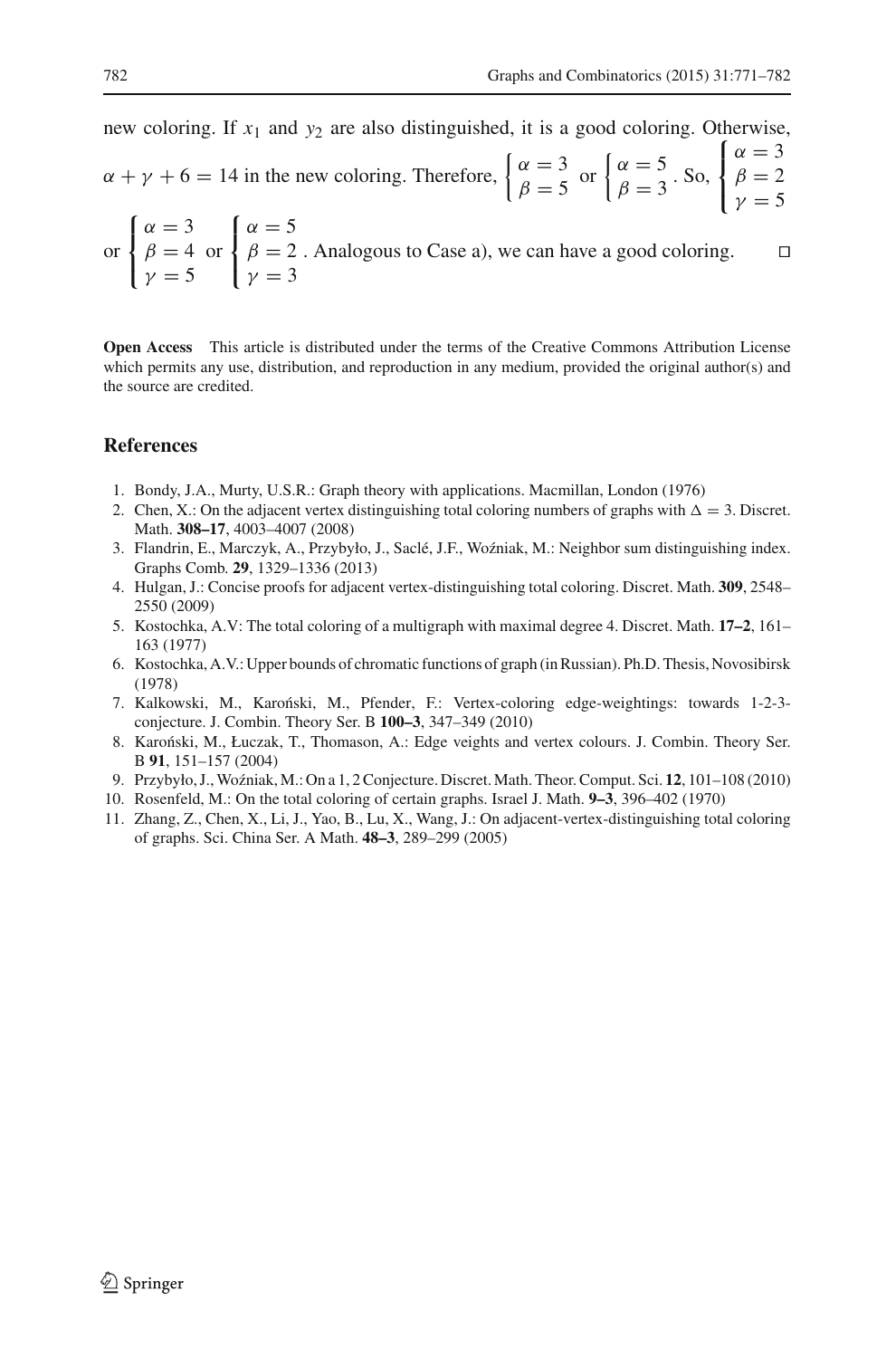new coloring. If $x_1$ and $y_2$ are also distinguished, it is a good coloring. Otherwise, $\alpha + \gamma + 6 = 14$ in the new coloring. Therefore, $\begin{cases} \alpha = 3 \\ \beta = 5 \end{cases}$ or $\begin{cases} \alpha = 5 \\ \beta = 3 \end{cases}$. So, $\begin{cases} \alpha = 3 \\ \beta = 2 \\ \gamma = 5 \end{cases}$ or $\begin{cases} \alpha = 3 \\ \beta = 4 \\ \gamma = 5 \end{cases}$ or $\begin{cases} \alpha = 5 \\ \beta = 2 \\ \gamma = 3 \end{cases}$. Analogous to Case a), we can have a good coloring. □

**Open Access** This article is distributed under the terms of the Creative Commons Attribution License which permits any use, distribution, and reproduction in any medium, provided the original author(s) and the source are credited.

## References

1. Bondy, J.A., Murty, U.S.R.: Graph theory with applications. Macmillan, London (1976)
2. Chen, X.: On the adjacent vertex distinguishing total coloring numbers of graphs with $\Delta = 3$. Discret. Math. **308–17**, 4003–4007 (2008)
3. Flandrin, E., Marczyk, A., Przybyło, J., Saclé, J.F., Woźniak, M.: Neighbor sum distinguishing index. Graphs Comb. **29**, 1329–1336 (2013)
4. Hulgan, J.: Concise proofs for adjacent vertex-distinguishing total coloring. Discret. Math. **309**, 2548–2550 (2009)
5. Kostochka, A.V: The total coloring of a multigraph with maximal degree 4. Discret. Math. **17–2**, 161–163 (1977)
6. Kostochka, A.V.: Upper bounds of chromatic functions of graph (in Russian). Ph.D. Thesis, Novosibirsk (1978)
7. Kalkowski, M., Karoński, M., Pfender, F.: Vertex-coloring edge-weightings: towards 1-2-3-conjecture. J. Combin. Theory Ser. B **100–3**, 347–349 (2010)
8. Karoński, M., Łuczak, T., Thomason, A.: Edge veights and vertex colours. J. Combin. Theory Ser. B **91**, 151–157 (2004)
9. Przybyło, J., Woźniak, M.: On a 1, 2 Conjecture. Discret. Math. Theor. Comput. Sci. **12**, 101–108 (2010)
10. Rosenfeld, M.: On the total coloring of certain graphs. Israel J. Math. **9–3**, 396–402 (1970)
11. Zhang, Z., Chen, X., Li, J., Yao, B., Lu, X., Wang, J.: On adjacent-vertex-distinguishing total coloring of graphs. Sci. China Ser. A Math. **48–3**, 289–299 (2005)